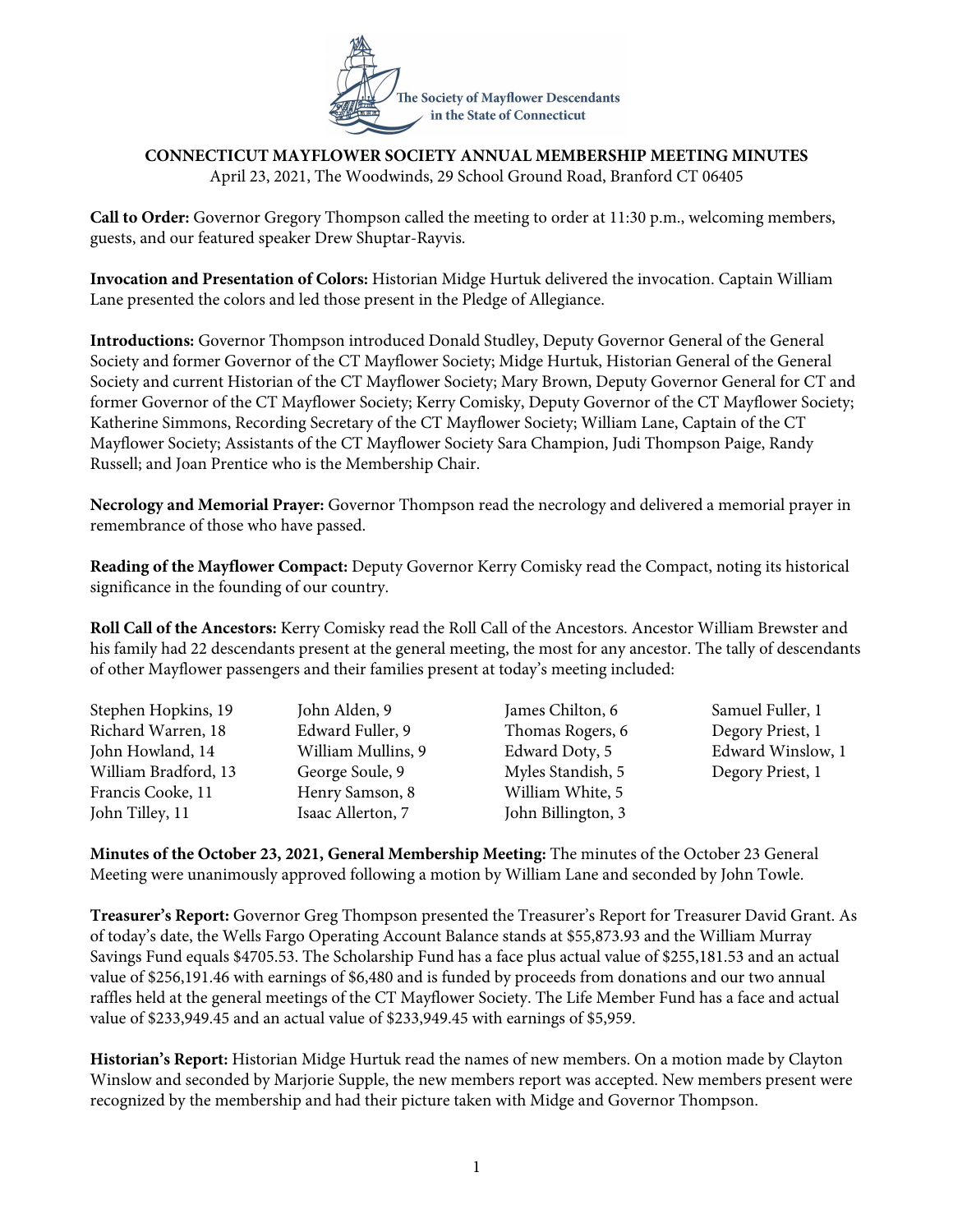The Society of Mayflower Descendants in the State of Connecticut

**CONNECTICUT MAYFLOWER SOCIETY ANNUAL MEMBERSHIP MEETING MINUTES**

April 23, 2021, The Woodwinds, 29 School Ground Road, Branford CT 06405

**Call to Order:** Governor Gregory Thompson called the meeting to order at 11:30 p.m., welcoming members, guests, and our featured speaker Drew Shuptar-Rayvis.

**Invocation and Presentation of Colors:** Historian Midge Hurtuk delivered the invocation. Captain William Lane presented the colors and led those present in the Pledge of Allegiance.

**Introductions:** Governor Thompson introduced Donald Studley, Deputy Governor General of the General Society and former Governor of the CT Mayflower Society; Midge Hurtuk, Historian General of the General Society and current Historian of the CT Mayflower Society; Mary Brown, Deputy Governor General for CT and former Governor of the CT Mayflower Society; Kerry Comisky, Deputy Governor of the CT Mayflower Society; Katherine Simmons, Recording Secretary of the CT Mayflower Society; William Lane, Captain of the CT Mayflower Society; Assistants of the CT Mayflower Society Sara Champion, Judi Thompson Paige, Randy Russell; and Joan Prentice who is the Membership Chair.

**Necrology and Memorial Prayer:** Governor Thompson read the necrology and delivered a memorial prayer in remembrance of those who have passed.

**Reading of the Mayflower Compact:** Deputy Governor Kerry Comisky read the Compact, noting its historical significance in the founding of our country.

**Roll Call of the Ancestors:** Kerry Comisky read the Roll Call of the Ancestors. Ancestor William Brewster and his family had 22 descendants present at the general meeting, the most for any ancestor. The tally of descendants of other Mayflower passengers and their families present at today's meeting included:

Stephen Hopkins, 19
Richard Warren, 18
John Howland, 14
William Bradford, 13
Francis Cooke, 11
John Tilley, 11
John Alden, 9
Edward Fuller, 9
William Mullins, 9
George Soule, 9
Henry Samson, 8
Isaac Allerton, 7
James Chilton, 6
Thomas Rogers, 6
Edward Doty, 5
Myles Standish, 5
William White, 5
John Billington, 3
Samuel Fuller, 1
Degory Priest, 1
Edward Winslow, 1
Degory Priest, 1

**Minutes of the October 23, 2021, General Membership Meeting:** The minutes of the October 23 General Meeting were unanimously approved following a motion by William Lane and seconded by John Towle.

**Treasurer's Report:** Governor Greg Thompson presented the Treasurer's Report for Treasurer David Grant. As of today's date, the Wells Fargo Operating Account Balance stands at $55,873.93 and the William Murray Savings Fund equals $4705.53. The Scholarship Fund has a face plus actual value of $255,181.53 and an actual value of $256,191.46 with earnings of $6,480 and is funded by proceeds from donations and our two annual raffles held at the general meetings of the CT Mayflower Society. The Life Member Fund has a face and actual value of $233,949.45 and an actual value of $233,949.45 with earnings of $5,959.

**Historian's Report:** Historian Midge Hurtuk read the names of new members. On a motion made by Clayton Winslow and seconded by Marjorie Supple, the new members report was accepted. New members present were recognized by the membership and had their picture taken with Midge and Governor Thompson.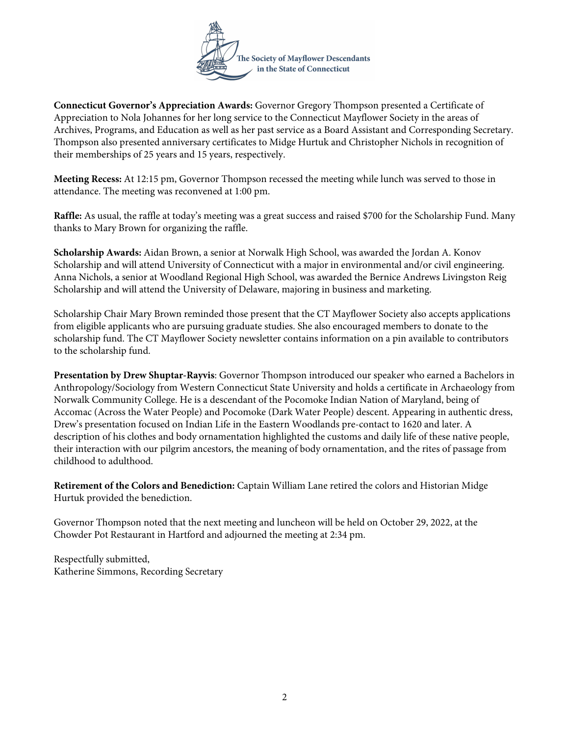**Connecticut Governor's Appreciation Awards:** Governor Gregory Thompson presented a Certificate of Appreciation to Nola Johannes for her long service to the Connecticut Mayflower Society in the areas of Archives, Programs, and Education as well as her past service as a Board Assistant and Corresponding Secretary. Thompson also presented anniversary certificates to Midge Hurtuk and Christopher Nichols in recognition of their memberships of 25 years and 15 years, respectively.

**Meeting Recess:** At 12:15 pm, Governor Thompson recessed the meeting while lunch was served to those in attendance. The meeting was reconvened at 1:00 pm.

**Raffle:** As usual, the raffle at today's meeting was a great success and raised $700 for the Scholarship Fund. Many thanks to Mary Brown for organizing the raffle.

**Scholarship Awards:** Aidan Brown, a senior at Norwalk High School, was awarded the Jordan A. Konov Scholarship and will attend University of Connecticut with a major in environmental and/or civil engineering. Anna Nichols, a senior at Woodland Regional High School, was awarded the Bernice Andrews Livingston Reig Scholarship and will attend the University of Delaware, majoring in business and marketing.

Scholarship Chair Mary Brown reminded those present that the CT Mayflower Society also accepts applications from eligible applicants who are pursuing graduate studies. She also encouraged members to donate to the scholarship fund. The CT Mayflower Society newsletter contains information on a pin available to contributors to the scholarship fund.

**Presentation by Drew Shuptar-Rayvis**: Governor Thompson introduced our speaker who earned a Bachelors in Anthropology/Sociology from Western Connecticut State University and holds a certificate in Archaeology from Norwalk Community College. He is a descendant of the Pocomoke Indian Nation of Maryland, being of Accomac (Across the Water People) and Pocomoke (Dark Water People) descent. Appearing in authentic dress, Drew's presentation focused on Indian Life in the Eastern Woodlands pre-contact to 1620 and later. A description of his clothes and body ornamentation highlighted the customs and daily life of these native people, their interaction with our pilgrim ancestors, the meaning of body ornamentation, and the rites of passage from childhood to adulthood.

**Retirement of the Colors and Benediction:** Captain William Lane retired the colors and Historian Midge Hurtuk provided the benediction.

Governor Thompson noted that the next meeting and luncheon will be held on October 29, 2022, at the Chowder Pot Restaurant in Hartford and adjourned the meeting at 2:34 pm.

Respectfully submitted,
Katherine Simmons, Recording Secretary